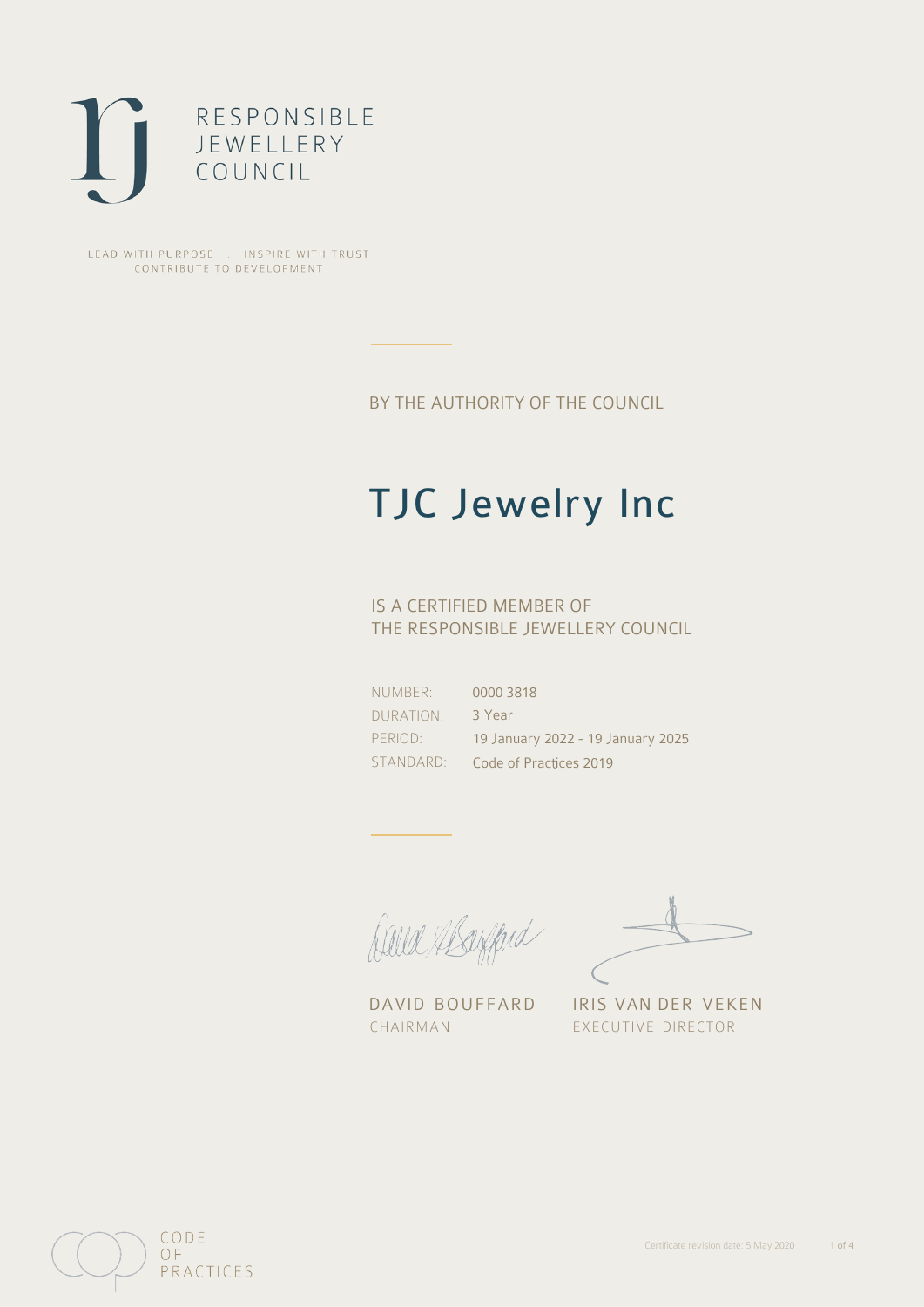RESPONSIBLE
JEWELLERY
COUNCIL

LEAD WITH PURPOSE . INSPIRE WITH TRUST
CONTRIBUTE TO DEVELOPMENT

BY THE AUTHORITY OF THE COUNCIL

# TJC Jewelry Inc

IS A CERTIFIED MEMBER OF
THE RESPONSIBLE JEWELLERY COUNCIL

| | |
|---|---|
| NUMBER: | 0000 3818 |
| DURATION: | 3 Year |
| PERIOD: | 19 January 2022 - 19 January 2025 |
| STANDARD: | Code of Practices 2019 |

DAVID BOUFFARD
CHAIRMAN

IRIS VAN DER VEKEN
EXECUTIVE DIRECTOR

CODE
OF
PRACTICES

Certificate revision date: 5 May 2020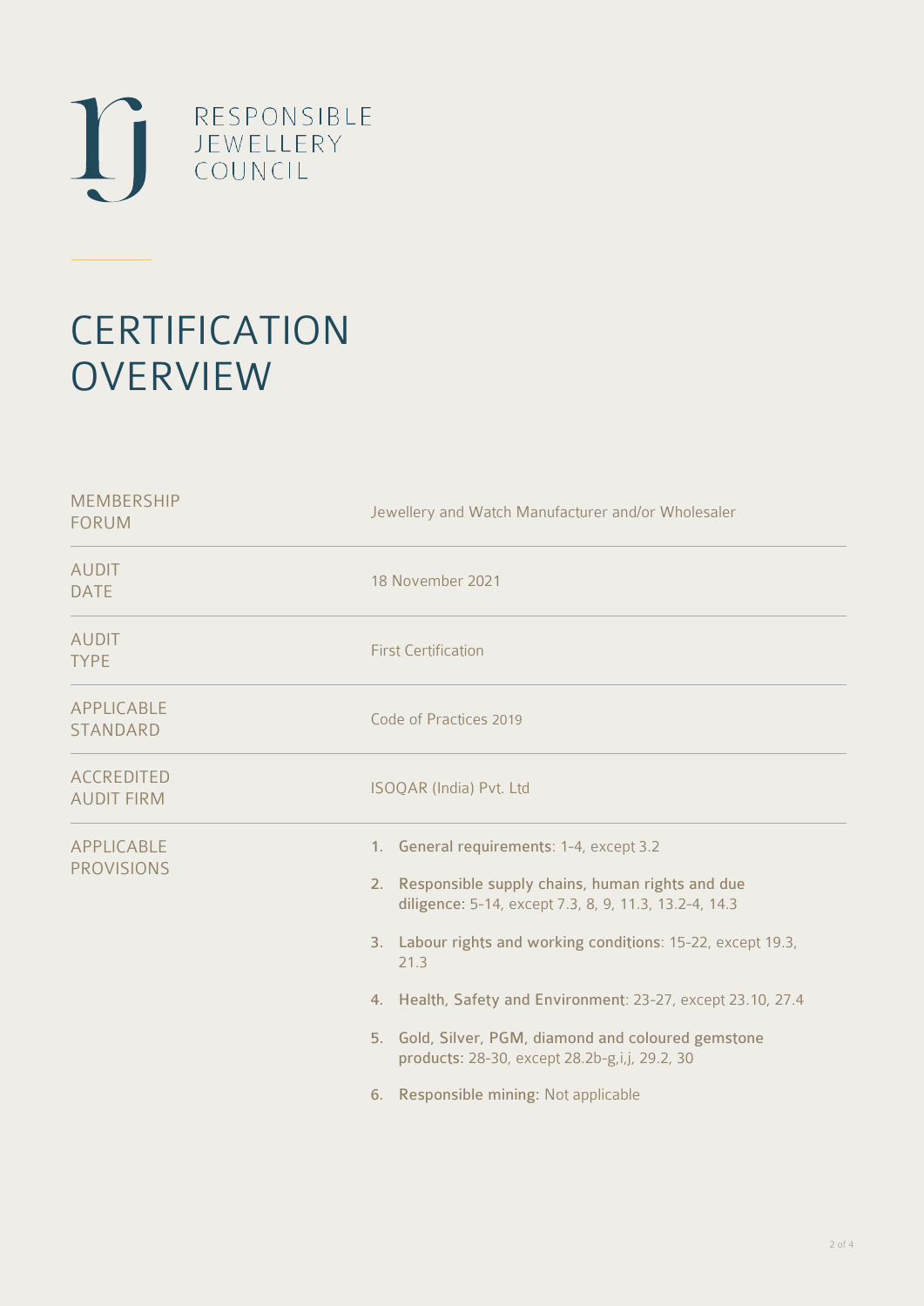RESPONSIBLE
JEWELLERY
COUNCIL

# CERTIFICATION OVERVIEW

| | |
|---|---|
| MEMBERSHIP FORUM | Jewellery and Watch Manufacturer and/or Wholesaler |
| AUDIT DATE | 18 November 2021 |
| AUDIT TYPE | First Certification |
| APPLICABLE STANDARD | Code of Practices 2019 |
| ACCREDITED AUDIT FIRM | ISOQAR (India) Pvt. Ltd |
| APPLICABLE PROVISIONS | 1. **General requirements**: 1-4, except 3.2<br>2. **Responsible supply chains, human rights and due diligence**: 5-14, except 7.3, 8, 9, 11.3, 13.2-4, 14.3<br>3. **Labour rights and working conditions**: 15-22, except 19.3, 21.3<br>4. **Health, Safety and Environment**: 23-27, except 23.10, 27.4<br>5. **Gold, Silver, PGM, diamond and coloured gemstone products**: 28-30, except 28.2b-g,i,j, 29.2, 30<br>6. **Responsible mining:** Not applicable |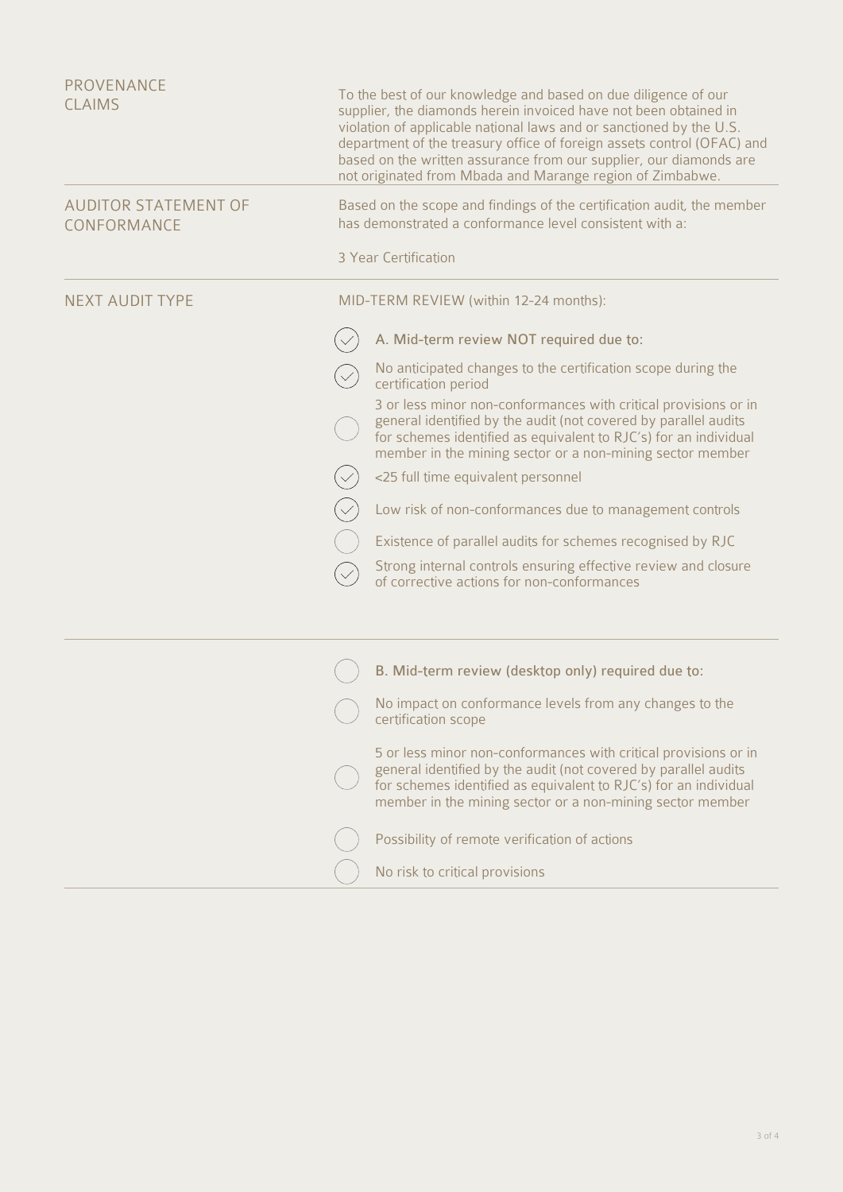**PROVENANCE CLAIMS**

To the best of our knowledge and based on due diligence of our supplier, the diamonds herein invoiced have not been obtained in violation of applicable national laws and or sanctioned by the U.S. department of the treasury office of foreign assets control (OFAC) and based on the written assurance from our supplier, our diamonds are not originated from Mbada and Marange region of Zimbabwe.

**AUDITOR STATEMENT OF CONFORMANCE**

Based on the scope and findings of the certification audit, the member has demonstrated a conformance level consistent with a:

3 Year Certification

**NEXT AUDIT TYPE**

MID-TERM REVIEW (within 12-24 months):

- [x] A. Mid-term review NOT required due to:
- [x] No anticipated changes to the certification scope during the certification period
- [ ] 3 or less minor non-conformances with critical provisions or in general identified by the audit (not covered by parallel audits for schemes identified as equivalent to RJC's) for an individual member in the mining sector or a non-mining sector member
- [x] <25 full time equivalent personnel
- [x] Low risk of non-conformances due to management controls
- [ ] Existence of parallel audits for schemes recognised by RJC
- [x] Strong internal controls ensuring effective review and closure of corrective actions for non-conformances

---

- [ ] B. Mid-term review (desktop only) required due to:
- [ ] No impact on conformance levels from any changes to the certification scope
- [ ] 5 or less minor non-conformances with critical provisions or in general identified by the audit (not covered by parallel audits for schemes identified as equivalent to RJC's) for an individual member in the mining sector or a non-mining sector member
- [ ] Possibility of remote verification of actions
- [ ] No risk to critical provisions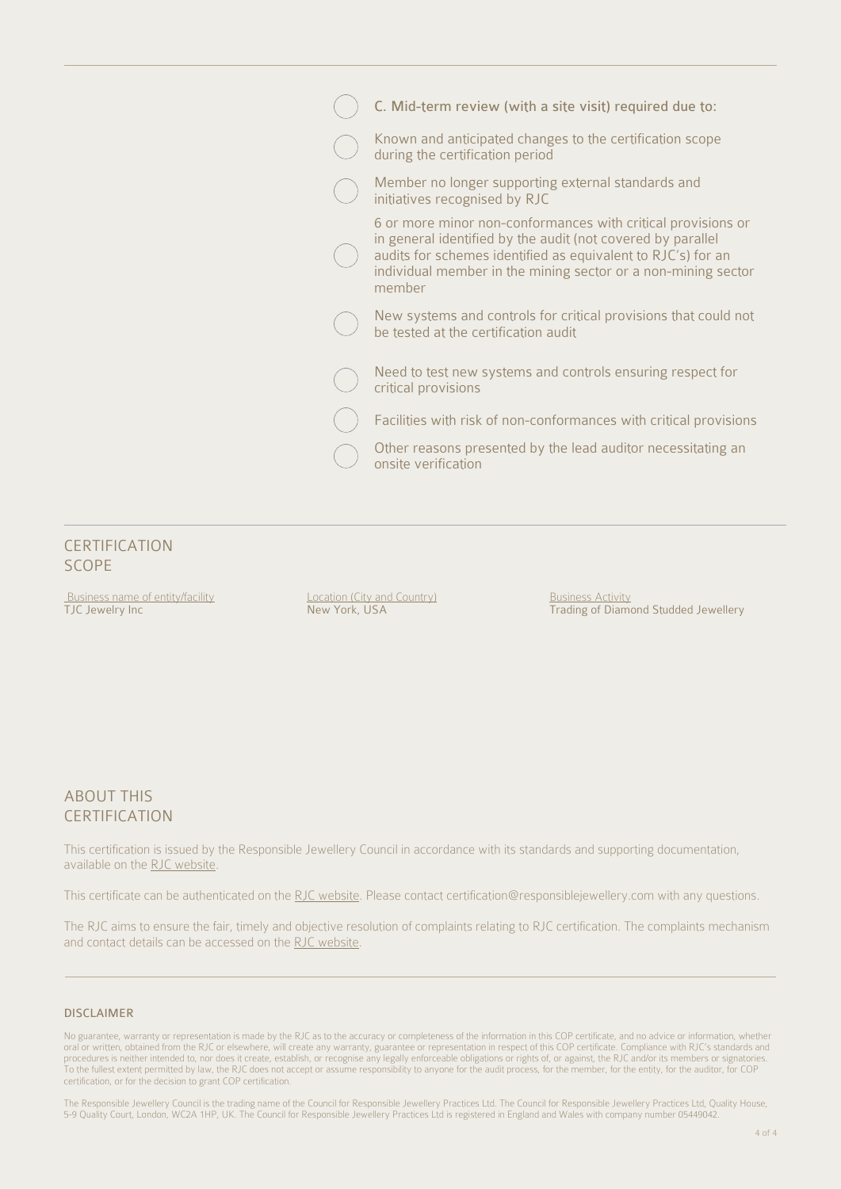- ◯ C. Mid-term review (with a site visit) required due to:
- ◯ Known and anticipated changes to the certification scope during the certification period
- ◯ Member no longer supporting external standards and initiatives recognised by RJC
- ◯ 6 or more minor non-conformances with critical provisions or in general identified by the audit (not covered by parallel audits for schemes identified as equivalent to RJC's) for an individual member in the mining sector or a non-mining sector member
- ◯ New systems and controls for critical provisions that could not be tested at the certification audit
- ◯ Need to test new systems and controls ensuring respect for critical provisions
- ◯ Facilities with risk of non-conformances with critical provisions
- ◯ Other reasons presented by the lead auditor necessitating an onsite verification

## CERTIFICATION SCOPE

| Business name of entity/facility | Location (City and Country) | Business Activity |
| --- | --- | --- |
| TJC Jewelry Inc | New York, USA | Trading of Diamond Studded Jewellery |

## ABOUT THIS CERTIFICATION

This certification is issued by the Responsible Jewellery Council in accordance with its standards and supporting documentation, available on the RJC website.

This certificate can be authenticated on the RJC website. Please contact certification@responsiblejewellery.com with any questions.

The RJC aims to ensure the fair, timely and objective resolution of complaints relating to RJC certification. The complaints mechanism and contact details can be accessed on the RJC website.

#### DISCLAIMER

No guarantee, warranty or representation is made by the RJC as to the accuracy or completeness of the information in this COP certificate, and no advice or information, whether oral or written, obtained from the RJC or elsewhere, will create any warranty, guarantee or representation in respect of this COP certificate. Compliance with RJC's standards and procedures is neither intended to, nor does it create, establish, or recognise any legally enforceable obligations or rights of, or against, the RJC and/or its members or signatories. To the fullest extent permitted by law, the RJC does not accept or assume responsibility to anyone for the audit process, for the member, for the entity, for the auditor, for COP certification, or for the decision to grant COP certification.

The Responsible Jewellery Council is the trading name of the Council for Responsible Jewellery Practices Ltd. The Council for Responsible Jewellery Practices Ltd, Quality House, 5-9 Quality Court, London, WC2A 1HP, UK. The Council for Responsible Jewellery Practices Ltd is registered in England and Wales with company number 05449042.